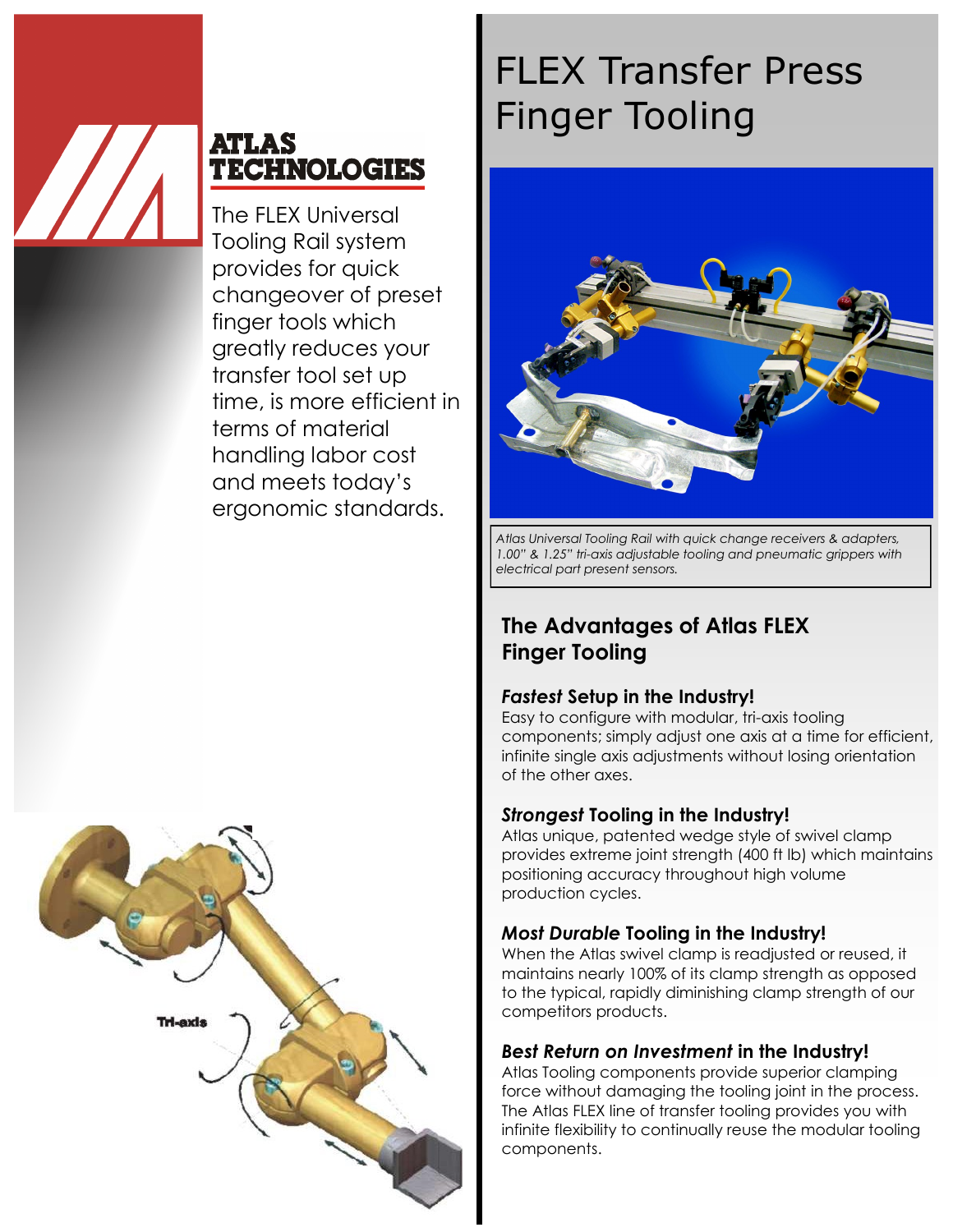ATLAS TECHNOLOGIES

The FLEX Universal Tooling Rail system provides for quick changeover of preset finger tools which greatly reduces your transfer tool set up time, is more efficient in terms of material handling labor cost and meets today's ergonomic standards.

Tri-axis

# FLEX Transfer Press Finger Tooling

*Atlas Universal Tooling Rail with quick change receivers & adapters, 1.00" & 1.25" tri-axis adjustable tooling and pneumatic grippers with electrical part present sensors.*

## The Advantages of Atlas FLEX Finger Tooling

### ***Fastest*** Setup in the Industry!

Easy to configure with modular, tri-axis tooling components; simply adjust one axis at a time for efficient, infinite single axis adjustments without losing orientation of the other axes.

### ***Strongest*** Tooling in the Industry!

Atlas unique, patented wedge style of swivel clamp provides extreme joint strength (400 ft lb) which maintains positioning accuracy throughout high volume production cycles.

### ***Most Durable*** Tooling in the Industry!

When the Atlas swivel clamp is readjusted or reused, it maintains nearly 100% of its clamp strength as opposed to the typical, rapidly diminishing clamp strength of our competitors products.

### ***Best Return on Investment*** in the Industry!

Atlas Tooling components provide superior clamping force without damaging the tooling joint in the process. The Atlas FLEX line of transfer tooling provides you with infinite flexibility to continually reuse the modular tooling components.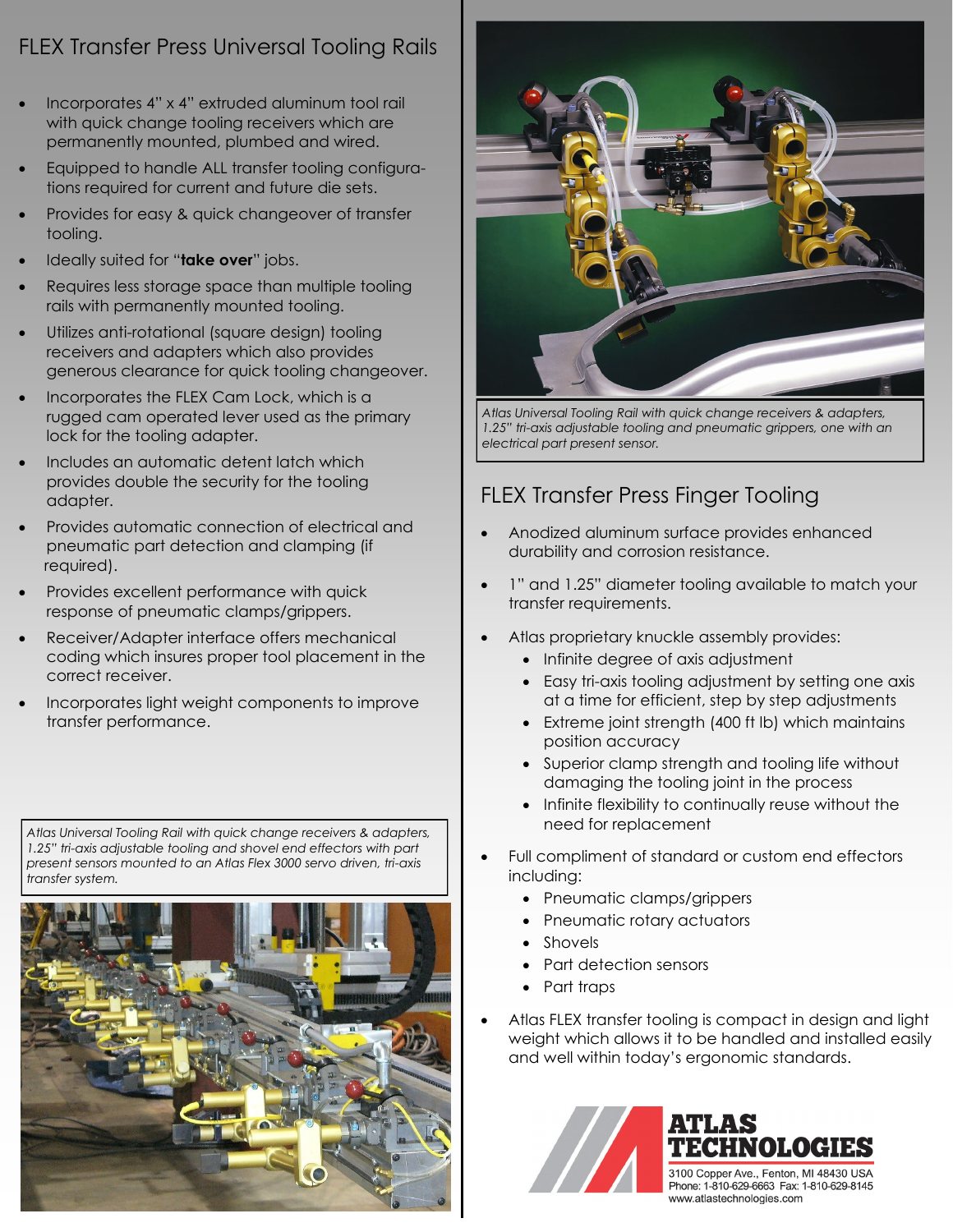## FLEX Transfer Press Universal Tooling Rails

- Incorporates 4" x 4" extruded aluminum tool rail with quick change tooling receivers which are permanently mounted, plumbed and wired.
- Equipped to handle ALL transfer tooling configurations required for current and future die sets.
- Provides for easy & quick changeover of transfer tooling.
- Ideally suited for "**take over**" jobs.
- Requires less storage space than multiple tooling rails with permanently mounted tooling.
- Utilizes anti-rotational (square design) tooling receivers and adapters which also provides generous clearance for quick tooling changeover.
- Incorporates the FLEX Cam Lock, which is a rugged cam operated lever used as the primary lock for the tooling adapter.
- Includes an automatic detent latch which provides double the security for the tooling adapter.
- Provides automatic connection of electrical and pneumatic part detection and clamping (if required).
- Provides excellent performance with quick response of pneumatic clamps/grippers.
- Receiver/Adapter interface offers mechanical coding which insures proper tool placement in the correct receiver.
- Incorporates light weight components to improve transfer performance.

*Atlas Universal Tooling Rail with quick change receivers & adapters, 1.25" tri-axis adjustable tooling and shovel end effectors with part present sensors mounted to an Atlas Flex 3000 servo driven, tri-axis transfer system.*

*Atlas Universal Tooling Rail with quick change receivers & adapters, 1.25" tri-axis adjustable tooling and pneumatic grippers, one with an electrical part present sensor.*

## FLEX Transfer Press Finger Tooling

- Anodized aluminum surface provides enhanced durability and corrosion resistance.
- 1" and 1.25" diameter tooling available to match your transfer requirements.
- Atlas proprietary knuckle assembly provides:
  - Infinite degree of axis adjustment
  - Easy tri-axis tooling adjustment by setting one axis at a time for efficient, step by step adjustments
  - Extreme joint strength (400 ft lb) which maintains position accuracy
  - Superior clamp strength and tooling life without damaging the tooling joint in the process
  - Infinite flexibility to continually reuse without the need for replacement
- Full compliment of standard or custom end effectors including:
  - Pneumatic clamps/grippers
  - Pneumatic rotary actuators
  - Shovels
  - Part detection sensors
  - Part traps
- Atlas FLEX transfer tooling is compact in design and light weight which allows it to be handled and installed easily and well within today's ergonomic standards.

**ATLAS TECHNOLOGIES**

3100 Copper Ave., Fenton, MI 48430 USA
Phone: 1-810-629-6663 Fax: 1-810-629-8145
www.atlastechnologies.com